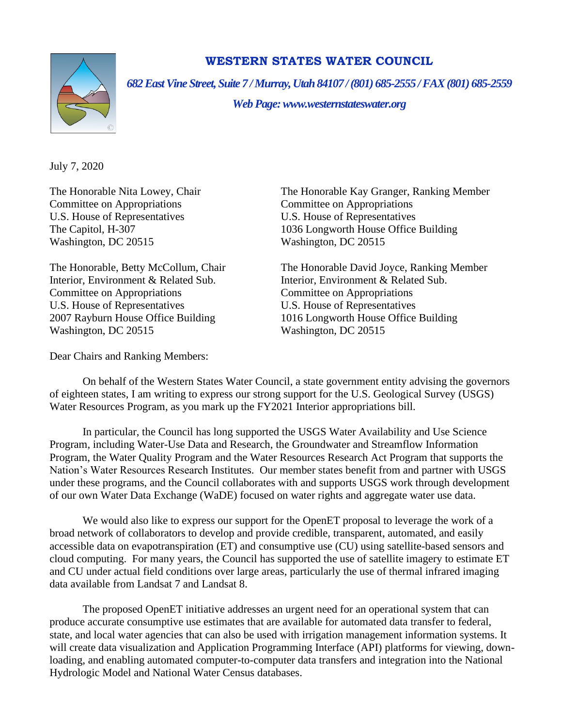# WESTERN STATES WATER COUNCIL

*682 East Vine Street, Suite 7 / Murray, Utah 84107 / (801) 685-2555 / FAX (801) 685-2559*

*Web Page: www.westernstateswater.org*

July 7, 2020

The Honorable Nita Lowey, Chair
Committee on Appropriations
U.S. House of Representatives
The Capitol, H-307
Washington, DC 20515

The Honorable Kay Granger, Ranking Member
Committee on Appropriations
U.S. House of Representatives
1036 Longworth House Office Building
Washington, DC 20515

The Honorable, Betty McCollum, Chair
Interior, Environment & Related Sub.
Committee on Appropriations
U.S. House of Representatives
2007 Rayburn House Office Building
Washington, DC 20515

The Honorable David Joyce, Ranking Member
Interior, Environment & Related Sub.
Committee on Appropriations
U.S. House of Representatives
1016 Longworth House Office Building
Washington, DC 20515

Dear Chairs and Ranking Members:

On behalf of the Western States Water Council, a state government entity advising the governors of eighteen states, I am writing to express our strong support for the U.S. Geological Survey (USGS) Water Resources Program, as you mark up the FY2021 Interior appropriations bill.

In particular, the Council has long supported the USGS Water Availability and Use Science Program, including Water-Use Data and Research, the Groundwater and Streamflow Information Program, the Water Quality Program and the Water Resources Research Act Program that supports the Nation's Water Resources Research Institutes. Our member states benefit from and partner with USGS under these programs, and the Council collaborates with and supports USGS work through development of our own Water Data Exchange (WaDE) focused on water rights and aggregate water use data.

We would also like to express our support for the OpenET proposal to leverage the work of a broad network of collaborators to develop and provide credible, transparent, automated, and easily accessible data on evapotranspiration (ET) and consumptive use (CU) using satellite-based sensors and cloud computing. For many years, the Council has supported the use of satellite imagery to estimate ET and CU under actual field conditions over large areas, particularly the use of thermal infrared imaging data available from Landsat 7 and Landsat 8.

The proposed OpenET initiative addresses an urgent need for an operational system that can produce accurate consumptive use estimates that are available for automated data transfer to federal, state, and local water agencies that can also be used with irrigation management information systems. It will create data visualization and Application Programming Interface (API) platforms for viewing, down-loading, and enabling automated computer-to-computer data transfers and integration into the National Hydrologic Model and National Water Census databases.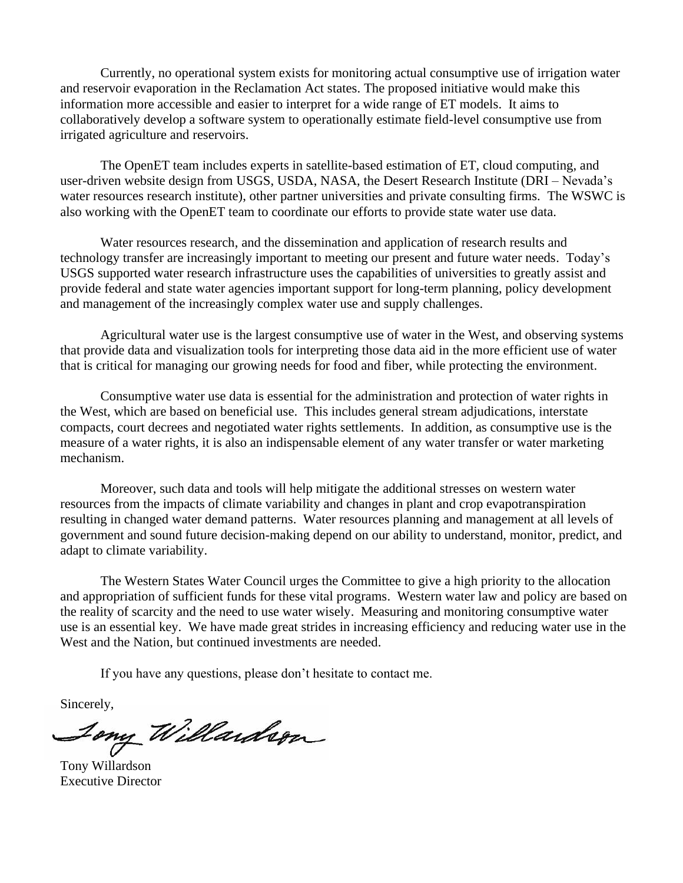Currently, no operational system exists for monitoring actual consumptive use of irrigation water and reservoir evaporation in the Reclamation Act states. The proposed initiative would make this information more accessible and easier to interpret for a wide range of ET models. It aims to collaboratively develop a software system to operationally estimate field-level consumptive use from irrigated agriculture and reservoirs.

The OpenET team includes experts in satellite-based estimation of ET, cloud computing, and user-driven website design from USGS, USDA, NASA, the Desert Research Institute (DRI – Nevada's water resources research institute), other partner universities and private consulting firms. The WSWC is also working with the OpenET team to coordinate our efforts to provide state water use data.

Water resources research, and the dissemination and application of research results and technology transfer are increasingly important to meeting our present and future water needs. Today's USGS supported water research infrastructure uses the capabilities of universities to greatly assist and provide federal and state water agencies important support for long-term planning, policy development and management of the increasingly complex water use and supply challenges.

Agricultural water use is the largest consumptive use of water in the West, and observing systems that provide data and visualization tools for interpreting those data aid in the more efficient use of water that is critical for managing our growing needs for food and fiber, while protecting the environment.

Consumptive water use data is essential for the administration and protection of water rights in the West, which are based on beneficial use. This includes general stream adjudications, interstate compacts, court decrees and negotiated water rights settlements. In addition, as consumptive use is the measure of a water rights, it is also an indispensable element of any water transfer or water marketing mechanism.

Moreover, such data and tools will help mitigate the additional stresses on western water resources from the impacts of climate variability and changes in plant and crop evapotranspiration resulting in changed water demand patterns. Water resources planning and management at all levels of government and sound future decision-making depend on our ability to understand, monitor, predict, and adapt to climate variability.

The Western States Water Council urges the Committee to give a high priority to the allocation and appropriation of sufficient funds for these vital programs. Western water law and policy are based on the reality of scarcity and the need to use water wisely. Measuring and monitoring consumptive water use is an essential key. We have made great strides in increasing efficiency and reducing water use in the West and the Nation, but continued investments are needed.

If you have any questions, please don't hesitate to contact me.

Sincerely,

Tony Willardson

Tony Willardson
Executive Director